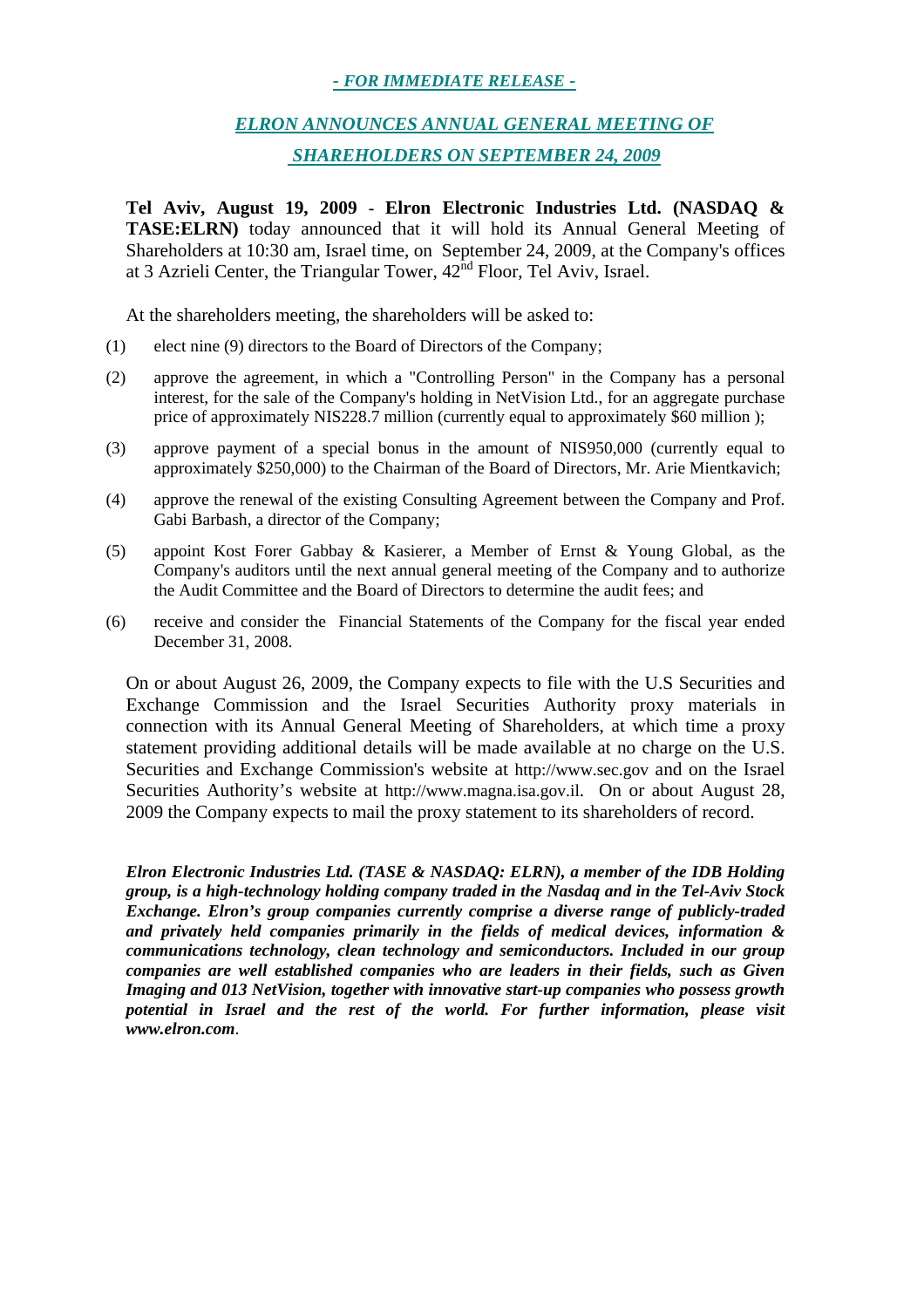***- FOR IMMEDIATE RELEASE -***

## ***ELRON ANNOUNCES ANNUAL GENERAL MEETING OF SHAREHOLDERS ON SEPTEMBER 24, 2009***

**Tel Aviv, August 19, 2009 - Elron Electronic Industries Ltd. (NASDAQ & TASE:ELRN)** today announced that it will hold its Annual General Meeting of Shareholders at 10:30 am, Israel time, on September 24, 2009, at the Company's offices at 3 Azrieli Center, the Triangular Tower, 42nd Floor, Tel Aviv, Israel.

At the shareholders meeting, the shareholders will be asked to:

(1) elect nine (9) directors to the Board of Directors of the Company;

(2) approve the agreement, in which a "Controlling Person" in the Company has a personal interest, for the sale of the Company's holding in NetVision Ltd., for an aggregate purchase price of approximately NIS228.7 million (currently equal to approximately $60 million );

(3) approve payment of a special bonus in the amount of NIS950,000 (currently equal to approximately $250,000) to the Chairman of the Board of Directors, Mr. Arie Mientkavich;

(4) approve the renewal of the existing Consulting Agreement between the Company and Prof. Gabi Barbash, a director of the Company;

(5) appoint Kost Forer Gabbay & Kasierer, a Member of Ernst & Young Global, as the Company's auditors until the next annual general meeting of the Company and to authorize the Audit Committee and the Board of Directors to determine the audit fees; and

(6) receive and consider the Financial Statements of the Company for the fiscal year ended December 31, 2008.

On or about August 26, 2009, the Company expects to file with the U.S Securities and Exchange Commission and the Israel Securities Authority proxy materials in connection with its Annual General Meeting of Shareholders, at which time a proxy statement providing additional details will be made available at no charge on the U.S. Securities and Exchange Commission's website at http://www.sec.gov and on the Israel Securities Authority's website at http://www.magna.isa.gov.il. On or about August 28, 2009 the Company expects to mail the proxy statement to its shareholders of record.

***Elron Electronic Industries Ltd. (TASE & NASDAQ: ELRN), a member of the IDB Holding group, is a high-technology holding company traded in the Nasdaq and in the Tel-Aviv Stock Exchange. Elron's group companies currently comprise a diverse range of publicly-traded and privately held companies primarily in the fields of medical devices, information & communications technology, clean technology and semiconductors. Included in our group companies are well established companies who are leaders in their fields, such as Given Imaging and 013 NetVision, together with innovative start-up companies who possess growth potential in Israel and the rest of the world. For further information, please visit www.elron.com***.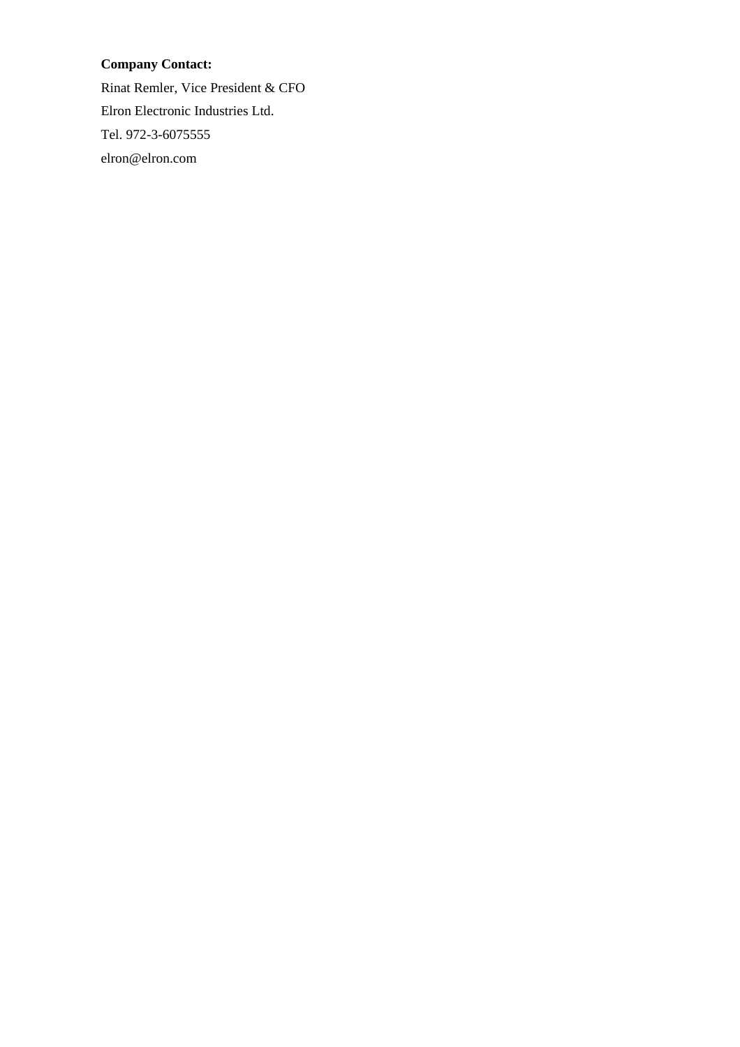**Company Contact:**

Rinat Remler, Vice President & CFO

Elron Electronic Industries Ltd.

Tel. 972-3-6075555

elron@elron.com